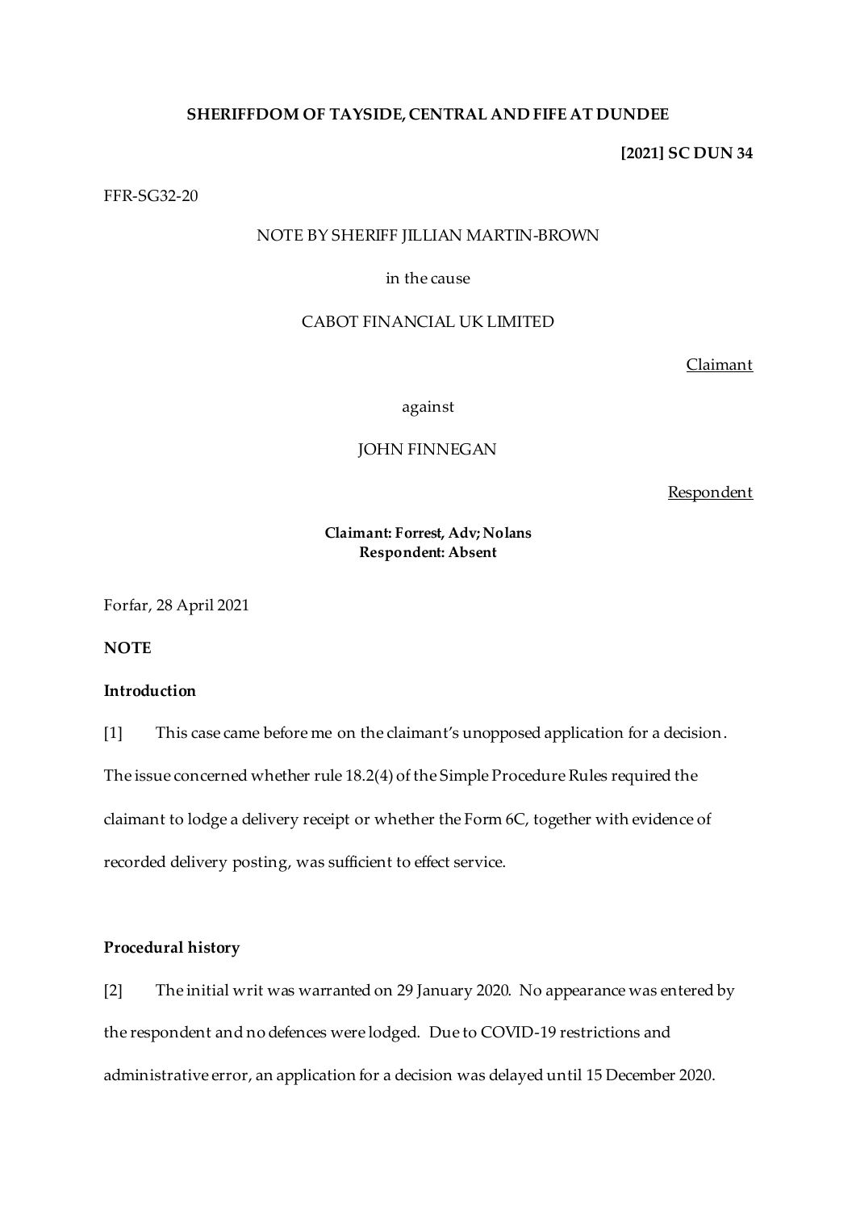**SHERIFFDOM OF TAYSIDE, CENTRAL AND FIFE AT DUNDEE**

**[2021] SC DUN 34**

FFR-SG32-20

NOTE BY SHERIFF JILLIAN MARTIN-BROWN

in the cause

CABOT FINANCIAL UK LIMITED

Claimant

against

JOHN FINNEGAN

Respondent

**Claimant: Forrest, Adv; Nolans**
**Respondent: Absent**

Forfar, 28 April 2021

**NOTE**

**Introduction**

[1] This case came before me on the claimant's unopposed application for a decision. The issue concerned whether rule 18.2(4) of the Simple Procedure Rules required the claimant to lodge a delivery receipt or whether the Form 6C, together with evidence of recorded delivery posting, was sufficient to effect service.

**Procedural history**

[2] The initial writ was warranted on 29 January 2020. No appearance was entered by the respondent and no defences were lodged. Due to COVID-19 restrictions and administrative error, an application for a decision was delayed until 15 December 2020.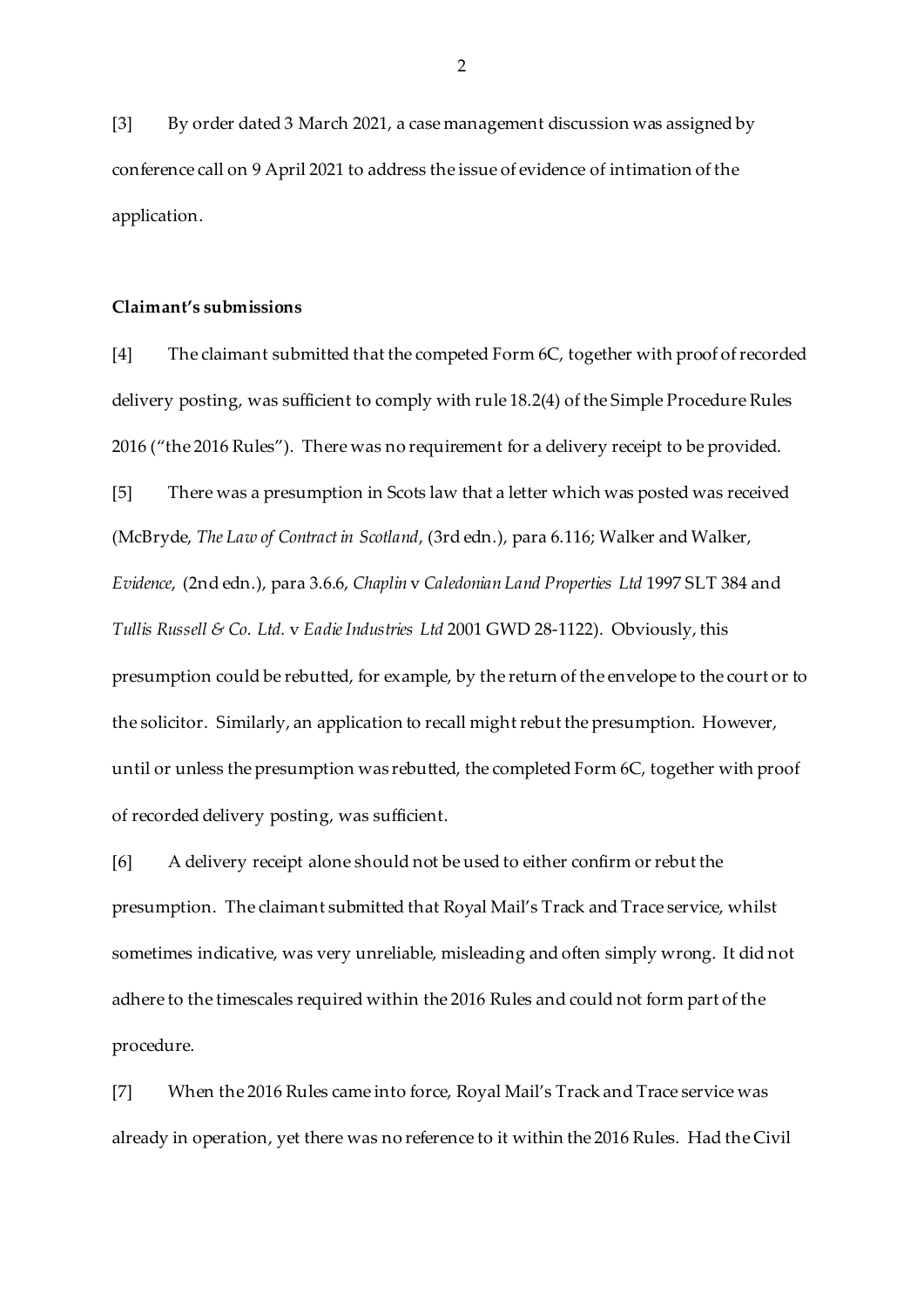[3] By order dated 3 March 2021, a case management discussion was assigned by conference call on 9 April 2021 to address the issue of evidence of intimation of the application.

**Claimant's submissions**

[4] The claimant submitted that the competed Form 6C, together with proof of recorded delivery posting, was sufficient to comply with rule 18.2(4) of the Simple Procedure Rules 2016 ("the 2016 Rules"). There was no requirement for a delivery receipt to be provided.

[5] There was a presumption in Scots law that a letter which was posted was received (McBryde, *The Law of Contract in Scotland*, (3rd edn.), para 6.116; Walker and Walker, *Evidence*, (2nd edn.), para 3.6.6, *Chaplin* v *Caledonian Land Properties Ltd* 1997 SLT 384 and *Tullis Russell & Co. Ltd.* v *Eadie Industries Ltd* 2001 GWD 28-1122). Obviously, this presumption could be rebutted, for example, by the return of the envelope to the court or to the solicitor. Similarly, an application to recall might rebut the presumption. However, until or unless the presumption was rebutted, the completed Form 6C, together with proof of recorded delivery posting, was sufficient.

[6] A delivery receipt alone should not be used to either confirm or rebut the presumption. The claimant submitted that Royal Mail's Track and Trace service, whilst sometimes indicative, was very unreliable, misleading and often simply wrong. It did not adhere to the timescales required within the 2016 Rules and could not form part of the procedure.

[7] When the 2016 Rules came into force, Royal Mail's Track and Trace service was already in operation, yet there was no reference to it within the 2016 Rules. Had the Civil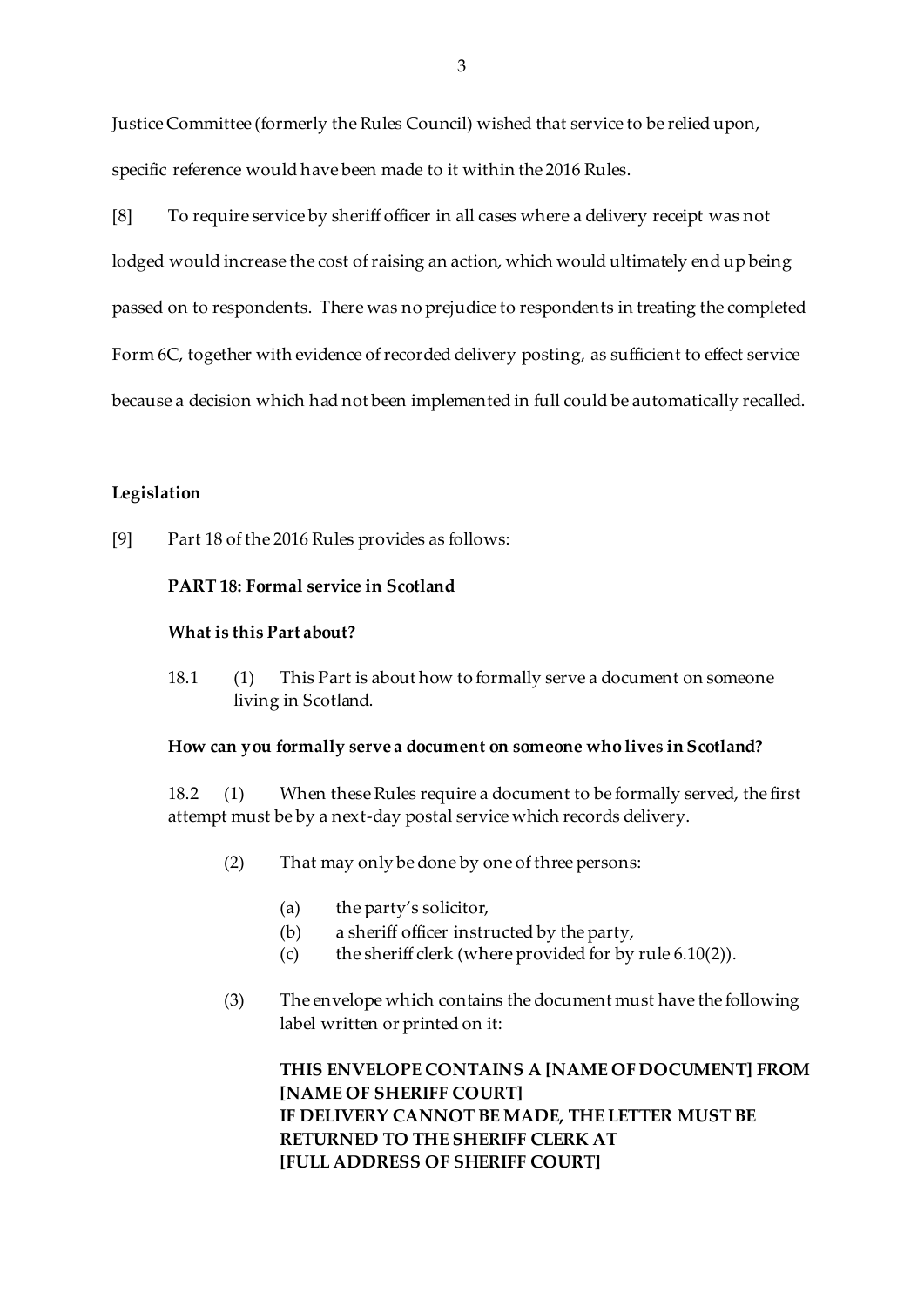Justice Committee (formerly the Rules Council) wished that service to be relied upon, specific reference would have been made to it within the 2016 Rules.

[8] To require service by sheriff officer in all cases where a delivery receipt was not lodged would increase the cost of raising an action, which would ultimately end up being passed on to respondents. There was no prejudice to respondents in treating the completed Form 6C, together with evidence of recorded delivery posting, as sufficient to effect service because a decision which had not been implemented in full could be automatically recalled.

## Legislation

[9] Part 18 of the 2016 Rules provides as follows:

> **PART 18: Formal service in Scotland**
>
> **What is this Part about?**
>
> 18.1 (1) This Part is about how to formally serve a document on someone living in Scotland.
>
> **How can you formally serve a document on someone who lives in Scotland?**
>
> 18.2 (1) When these Rules require a document to be formally served, the first attempt must be by a next-day postal service which records delivery.
>
> (2) That may only be done by one of three persons:
>
> (a) the party's solicitor,
> (b) a sheriff officer instructed by the party,
> (c) the sheriff clerk (where provided for by rule 6.10(2)).
>
> (3) The envelope which contains the document must have the following label written or printed on it:
>
> **THIS ENVELOPE CONTAINS A [NAME OF DOCUMENT] FROM [NAME OF SHERIFF COURT]**
> **IF DELIVERY CANNOT BE MADE, THE LETTER MUST BE RETURNED TO THE SHERIFF CLERK AT**
> **[FULL ADDRESS OF SHERIFF COURT]**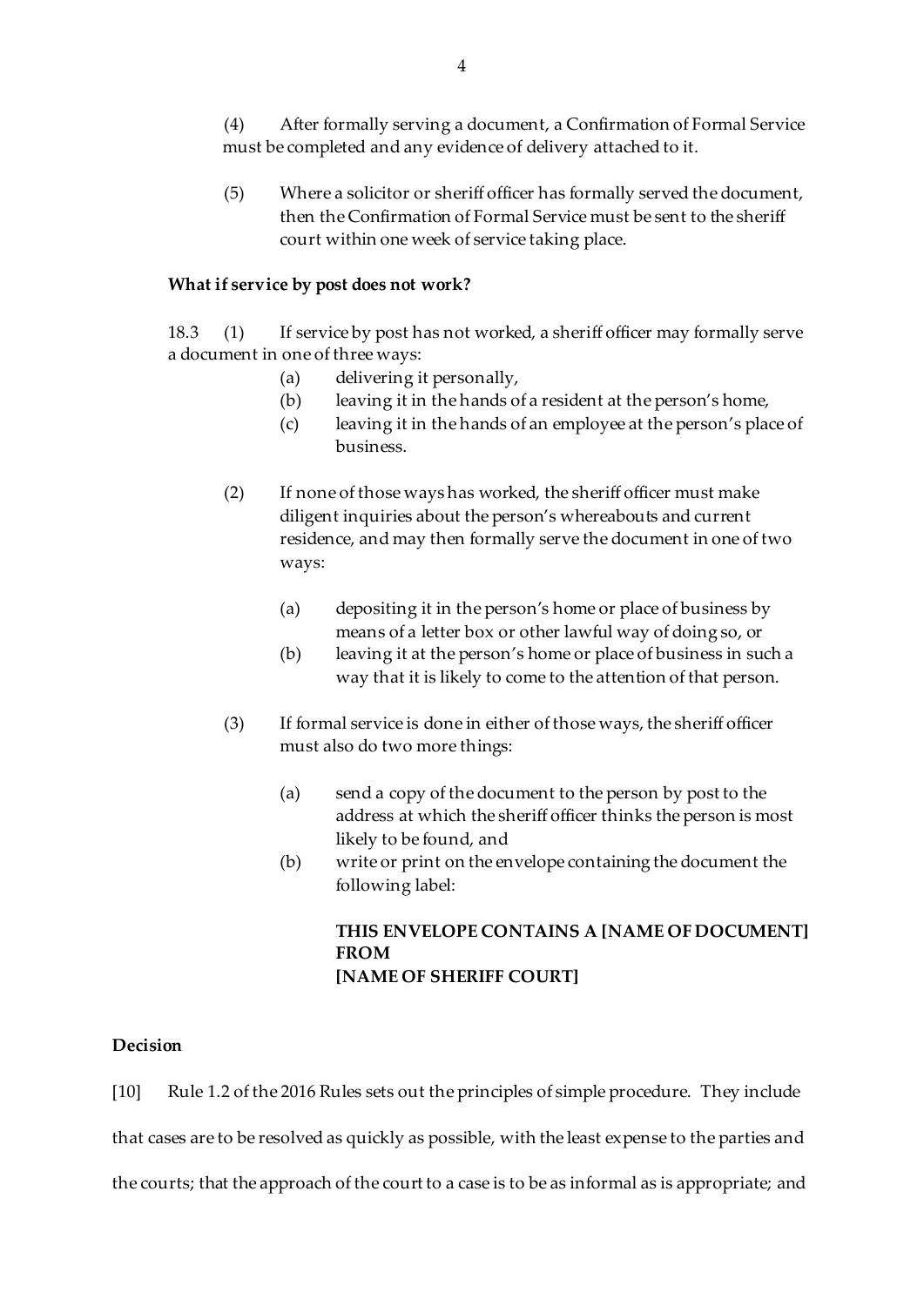(4) After formally serving a document, a Confirmation of Formal Service must be completed and any evidence of delivery attached to it.

(5) Where a solicitor or sheriff officer has formally served the document, then the Confirmation of Formal Service must be sent to the sheriff court within one week of service taking place.

**What if service by post does not work?**

18.3 (1) If service by post has not worked, a sheriff officer may formally serve a document in one of three ways:

- (a) delivering it personally,
- (b) leaving it in the hands of a resident at the person's home,
- (c) leaving it in the hands of an employee at the person's place of business.

(2) If none of those ways has worked, the sheriff officer must make diligent inquiries about the person's whereabouts and current residence, and may then formally serve the document in one of two ways:

- (a) depositing it in the person's home or place of business by means of a letter box or other lawful way of doing so, or
- (b) leaving it at the person's home or place of business in such a way that it is likely to come to the attention of that person.

(3) If formal service is done in either of those ways, the sheriff officer must also do two more things:

- (a) send a copy of the document to the person by post to the address at which the sheriff officer thinks the person is most likely to be found, and
- (b) write or print on the envelope containing the document the following label:

**THIS ENVELOPE CONTAINS A [NAME OF DOCUMENT] FROM**
**[NAME OF SHERIFF COURT]**

**Decision**

[10] Rule 1.2 of the 2016 Rules sets out the principles of simple procedure. They include that cases are to be resolved as quickly as possible, with the least expense to the parties and the courts; that the approach of the court to a case is to be as informal as is appropriate; and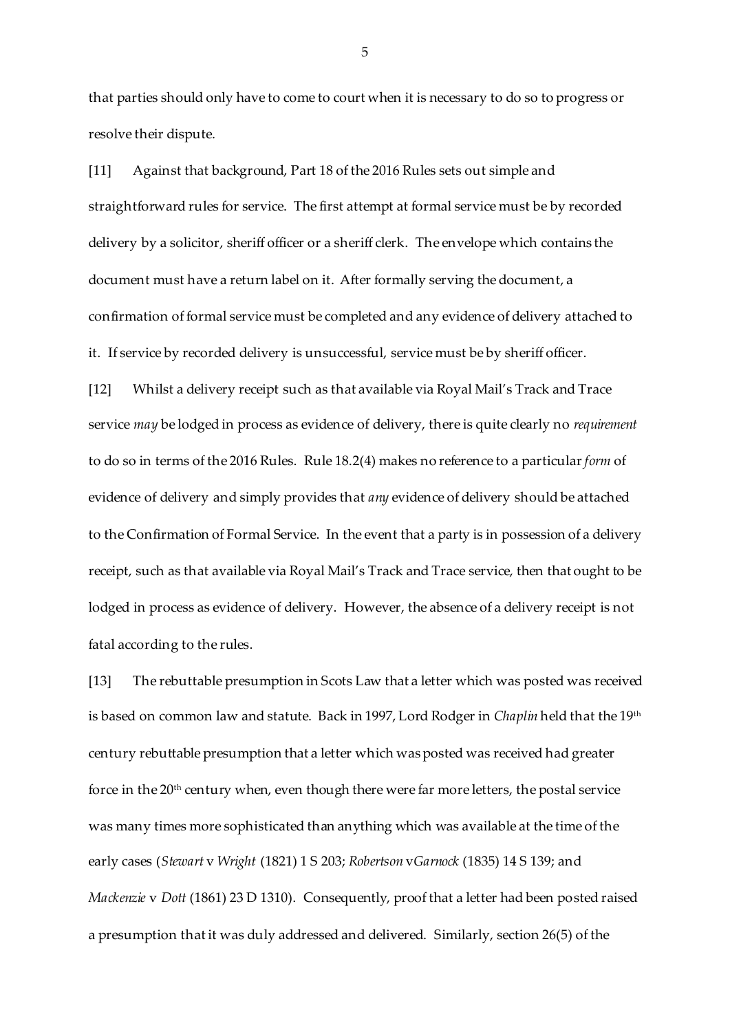that parties should only have to come to court when it is necessary to do so to progress or resolve their dispute.

[11] Against that background, Part 18 of the 2016 Rules sets out simple and straightforward rules for service. The first attempt at formal service must be by recorded delivery by a solicitor, sheriff officer or a sheriff clerk. The envelope which contains the document must have a return label on it. After formally serving the document, a confirmation of formal service must be completed and any evidence of delivery attached to it. If service by recorded delivery is unsuccessful, service must be by sheriff officer.

[12] Whilst a delivery receipt such as that available via Royal Mail's Track and Trace service *may* be lodged in process as evidence of delivery, there is quite clearly no *requirement* to do so in terms of the 2016 Rules. Rule 18.2(4) makes no reference to a particular *form* of evidence of delivery and simply provides that *any* evidence of delivery should be attached to the Confirmation of Formal Service. In the event that a party is in possession of a delivery receipt, such as that available via Royal Mail's Track and Trace service, then that ought to be lodged in process as evidence of delivery. However, the absence of a delivery receipt is not fatal according to the rules.

[13] The rebuttable presumption in Scots Law that a letter which was posted was received is based on common law and statute. Back in 1997, Lord Rodger in *Chaplin* held that the 19th century rebuttable presumption that a letter which was posted was received had greater force in the 20th century when, even though there were far more letters, the postal service was many times more sophisticated than anything which was available at the time of the early cases (*Stewart* v *Wright* (1821) 1 S 203; *Robertson* v *Garnock* (1835) 14 S 139; and *Mackenzie* v *Dott* (1861) 23 D 1310). Consequently, proof that a letter had been posted raised a presumption that it was duly addressed and delivered. Similarly, section 26(5) of the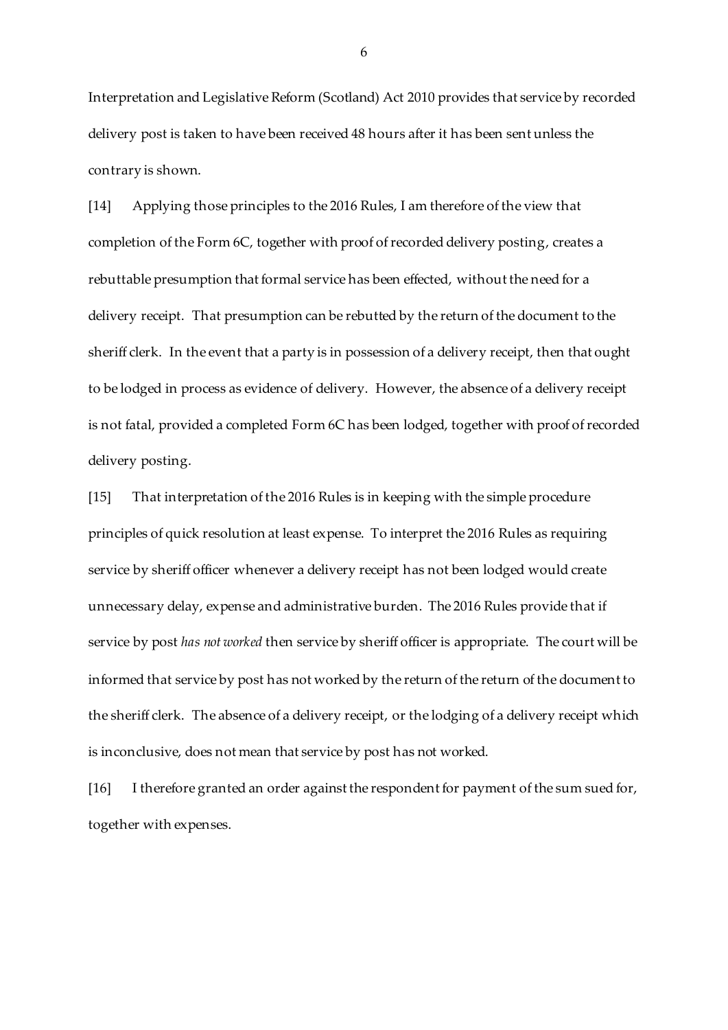Interpretation and Legislative Reform (Scotland) Act 2010 provides that service by recorded delivery post is taken to have been received 48 hours after it has been sent unless the contrary is shown.

[14] Applying those principles to the 2016 Rules, I am therefore of the view that completion of the Form 6C, together with proof of recorded delivery posting, creates a rebuttable presumption that formal service has been effected, without the need for a delivery receipt. That presumption can be rebutted by the return of the document to the sheriff clerk. In the event that a party is in possession of a delivery receipt, then that ought to be lodged in process as evidence of delivery. However, the absence of a delivery receipt is not fatal, provided a completed Form 6C has been lodged, together with proof of recorded delivery posting.

[15] That interpretation of the 2016 Rules is in keeping with the simple procedure principles of quick resolution at least expense. To interpret the 2016 Rules as requiring service by sheriff officer whenever a delivery receipt has not been lodged would create unnecessary delay, expense and administrative burden. The 2016 Rules provide that if service by post *has not worked* then service by sheriff officer is appropriate. The court will be informed that service by post has not worked by the return of the return of the document to the sheriff clerk. The absence of a delivery receipt, or the lodging of a delivery receipt which is inconclusive, does not mean that service by post has not worked.

[16] I therefore granted an order against the respondent for payment of the sum sued for, together with expenses.